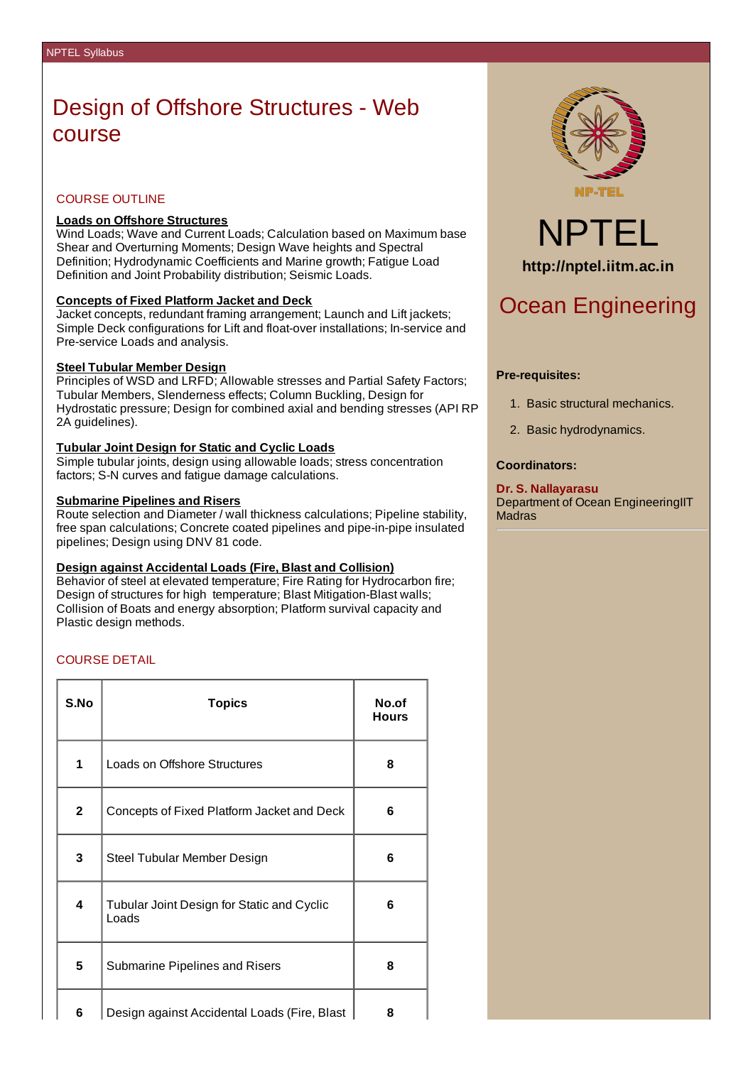# Design of Offshore Structures - Web course

## COURSE OUTLINE

**Loads on Offshore Structures**
Wind Loads; Wave and Current Loads; Calculation based on Maximum base Shear and Overturning Moments; Design Wave heights and Spectral Definition; Hydrodynamic Coefficients and Marine growth; Fatigue Load Definition and Joint Probability distribution; Seismic Loads.

**Concepts of Fixed Platform Jacket and Deck**
Jacket concepts, redundant framing arrangement; Launch and Lift jackets; Simple Deck configurations for Lift and float-over installations; In-service and Pre-service Loads and analysis.

**Steel Tubular Member Design**
Principles of WSD and LRFD; Allowable stresses and Partial Safety Factors; Tubular Members, Slenderness effects; Column Buckling, Design for Hydrostatic pressure; Design for combined axial and bending stresses (API RP 2A guidelines).

**Tubular Joint Design for Static and Cyclic Loads**
Simple tubular joints, design using allowable loads; stress concentration factors; S-N curves and fatigue damage calculations.

**Submarine Pipelines and Risers**
Route selection and Diameter / wall thickness calculations; Pipeline stability, free span calculations; Concrete coated pipelines and pipe-in-pipe insulated pipelines; Design using DNV 81 code.

**Design against Accidental Loads (Fire, Blast and Collision)**
Behavior of steel at elevated temperature; Fire Rating for Hydrocarbon fire; Design of structures for high temperature; Blast Mitigation-Blast walls; Collision of Boats and energy absorption; Platform survival capacity and Plastic design methods.

## COURSE DETAIL

| S.No | Topics | No.of Hours |
|---|---|---|
| 1 | Loads on Offshore Structures | 8 |
| 2 | Concepts of Fixed Platform Jacket and Deck | 6 |
| 3 | Steel Tubular Member Design | 6 |
| 4 | Tubular Joint Design for Static and Cyclic Loads | 6 |
| 5 | Submarine Pipelines and Risers | 8 |
| 6 | Design against Accidental Loads (Fire, Blast | 8 |

NPTEL

**http://nptel.iitm.ac.in**

## Ocean Engineering

**Pre-requisites:**

1. Basic structural mechanics.
2. Basic hydrodynamics.

**Coordinators:**

**Dr. S. Nallayarasu**
Department of Ocean EngineeringIIT Madras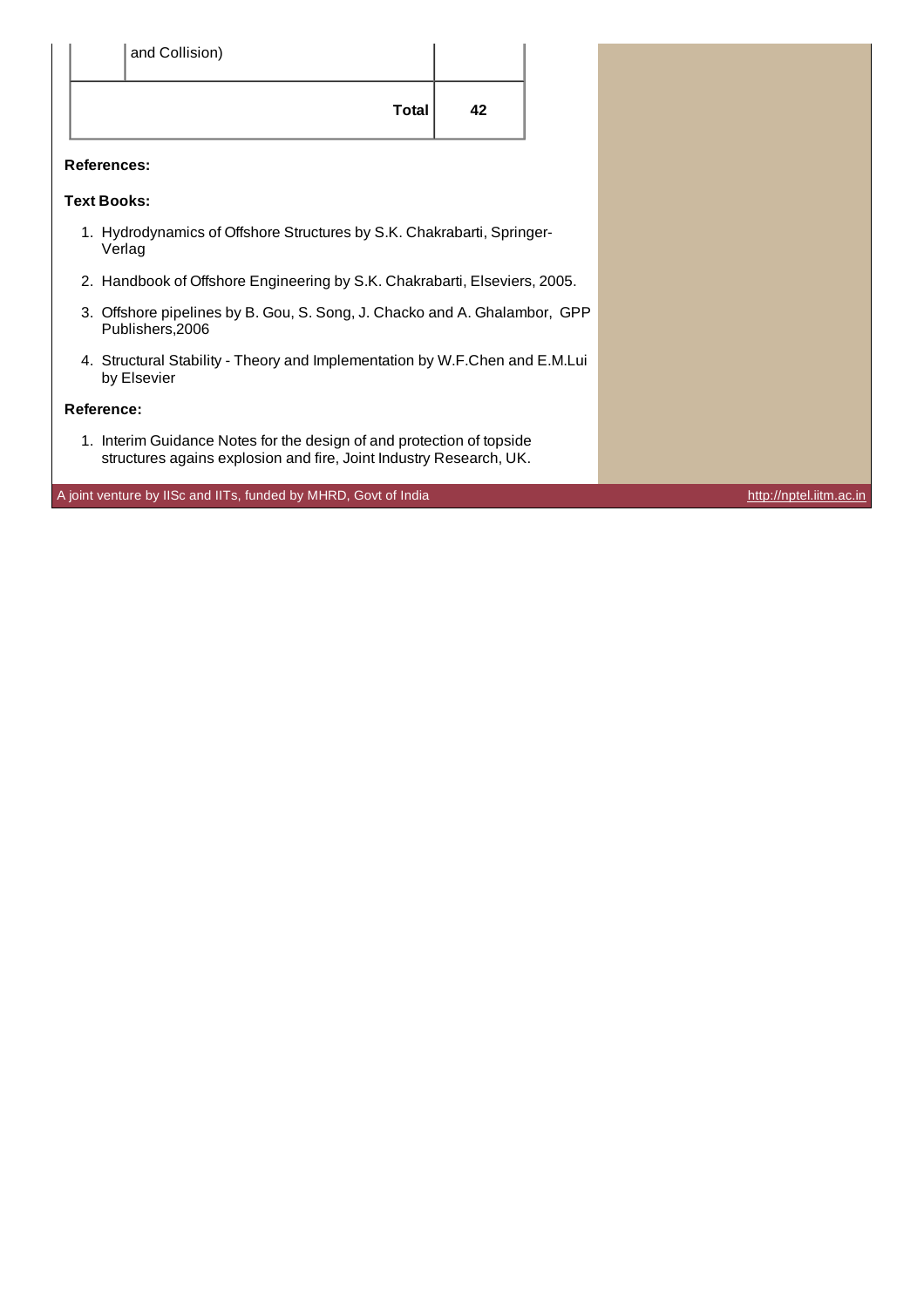| | | |
|---|---|---|
| | and Collision) | |
| | **Total** | **42** |

**References:**

**Text Books:**

1. Hydrodynamics of Offshore Structures by S.K. Chakrabarti, Springer-Verlag
2. Handbook of Offshore Engineering by S.K. Chakrabarti, Elseviers, 2005.
3. Offshore pipelines by B. Gou, S. Song, J. Chacko and A. Ghalambor, GPP Publishers,2006
4. Structural Stability - Theory and Implementation by W.F.Chen and E.M.Lui by Elsevier

**Reference:**

1. Interim Guidance Notes for the design of and protection of topside structures agains explosion and fire, Joint Industry Research, UK.

A joint venture by IISc and IITs, funded by MHRD, Govt of India http://nptel.iitm.ac.in